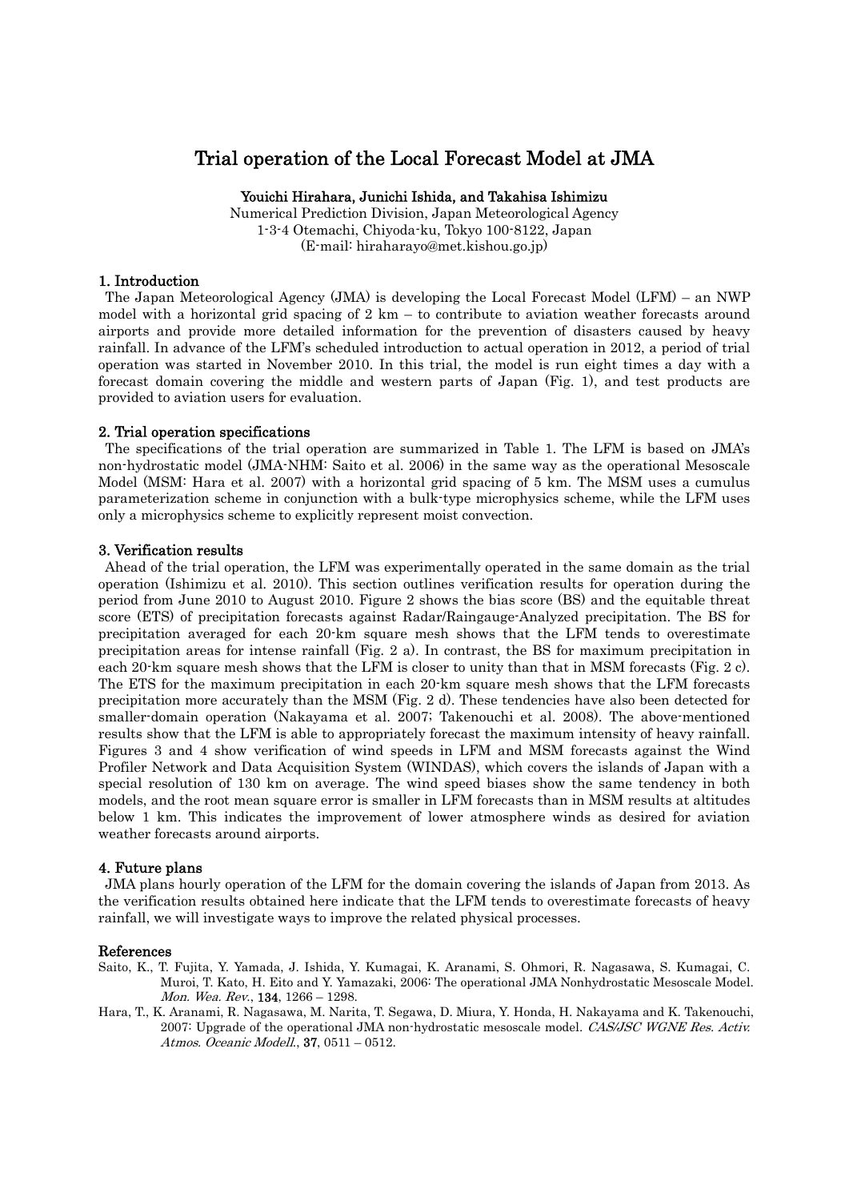# Trial operation of the Local Forecast Model at JMA

**Youichi Hirahara, Junichi Ishida, and Takahisa Ishimizu**

Numerical Prediction Division, Japan Meteorological Agency
1-3-4 Otemachi, Chiyoda-ku, Tokyo 100-8122, Japan
(E-mail: hiraharayo@met.kishou.go.jp)

## 1. Introduction

The Japan Meteorological Agency (JMA) is developing the Local Forecast Model (LFM) – an NWP model with a horizontal grid spacing of 2 km – to contribute to aviation weather forecasts around airports and provide more detailed information for the prevention of disasters caused by heavy rainfall. In advance of the LFM's scheduled introduction to actual operation in 2012, a period of trial operation was started in November 2010. In this trial, the model is run eight times a day with a forecast domain covering the middle and western parts of Japan (Fig. 1), and test products are provided to aviation users for evaluation.

## 2. Trial operation specifications

The specifications of the trial operation are summarized in Table 1. The LFM is based on JMA's non-hydrostatic model (JMA-NHM: Saito et al. 2006) in the same way as the operational Mesoscale Model (MSM: Hara et al. 2007) with a horizontal grid spacing of 5 km. The MSM uses a cumulus parameterization scheme in conjunction with a bulk-type microphysics scheme, while the LFM uses only a microphysics scheme to explicitly represent moist convection.

## 3. Verification results

Ahead of the trial operation, the LFM was experimentally operated in the same domain as the trial operation (Ishimizu et al. 2010). This section outlines verification results for operation during the period from June 2010 to August 2010. Figure 2 shows the bias score (BS) and the equitable threat score (ETS) of precipitation forecasts against Radar/Raingauge-Analyzed precipitation. The BS for precipitation averaged for each 20-km square mesh shows that the LFM tends to overestimate precipitation areas for intense rainfall (Fig. 2 a). In contrast, the BS for maximum precipitation in each 20-km square mesh shows that the LFM is closer to unity than that in MSM forecasts (Fig. 2 c). The ETS for the maximum precipitation in each 20-km square mesh shows that the LFM forecasts precipitation more accurately than the MSM (Fig. 2 d). These tendencies have also been detected for smaller-domain operation (Nakayama et al. 2007; Takenouchi et al. 2008). The above-mentioned results show that the LFM is able to appropriately forecast the maximum intensity of heavy rainfall. Figures 3 and 4 show verification of wind speeds in LFM and MSM forecasts against the Wind Profiler Network and Data Acquisition System (WINDAS), which covers the islands of Japan with a special resolution of 130 km on average. The wind speed biases show the same tendency in both models, and the root mean square error is smaller in LFM forecasts than in MSM results at altitudes below 1 km. This indicates the improvement of lower atmosphere winds as desired for aviation weather forecasts around airports.

## 4. Future plans

JMA plans hourly operation of the LFM for the domain covering the islands of Japan from 2013. As the verification results obtained here indicate that the LFM tends to overestimate forecasts of heavy rainfall, we will investigate ways to improve the related physical processes.

## References

Saito, K., T. Fujita, Y. Yamada, J. Ishida, Y. Kumagai, K. Aranami, S. Ohmori, R. Nagasawa, S. Kumagai, C. Muroi, T. Kato, H. Eito and Y. Yamazaki, 2006: The operational JMA Nonhydrostatic Mesoscale Model. *Mon. Wea. Rev.*, **134**, 1266 – 1298.

Hara, T., K. Aranami, R. Nagasawa, M. Narita, T. Segawa, D. Miura, Y. Honda, H. Nakayama and K. Takenouchi, 2007: Upgrade of the operational JMA non-hydrostatic mesoscale model. *CAS/JSC WGNE Res. Activ. Atmos. Oceanic Modell.*, **37**, 0511 – 0512.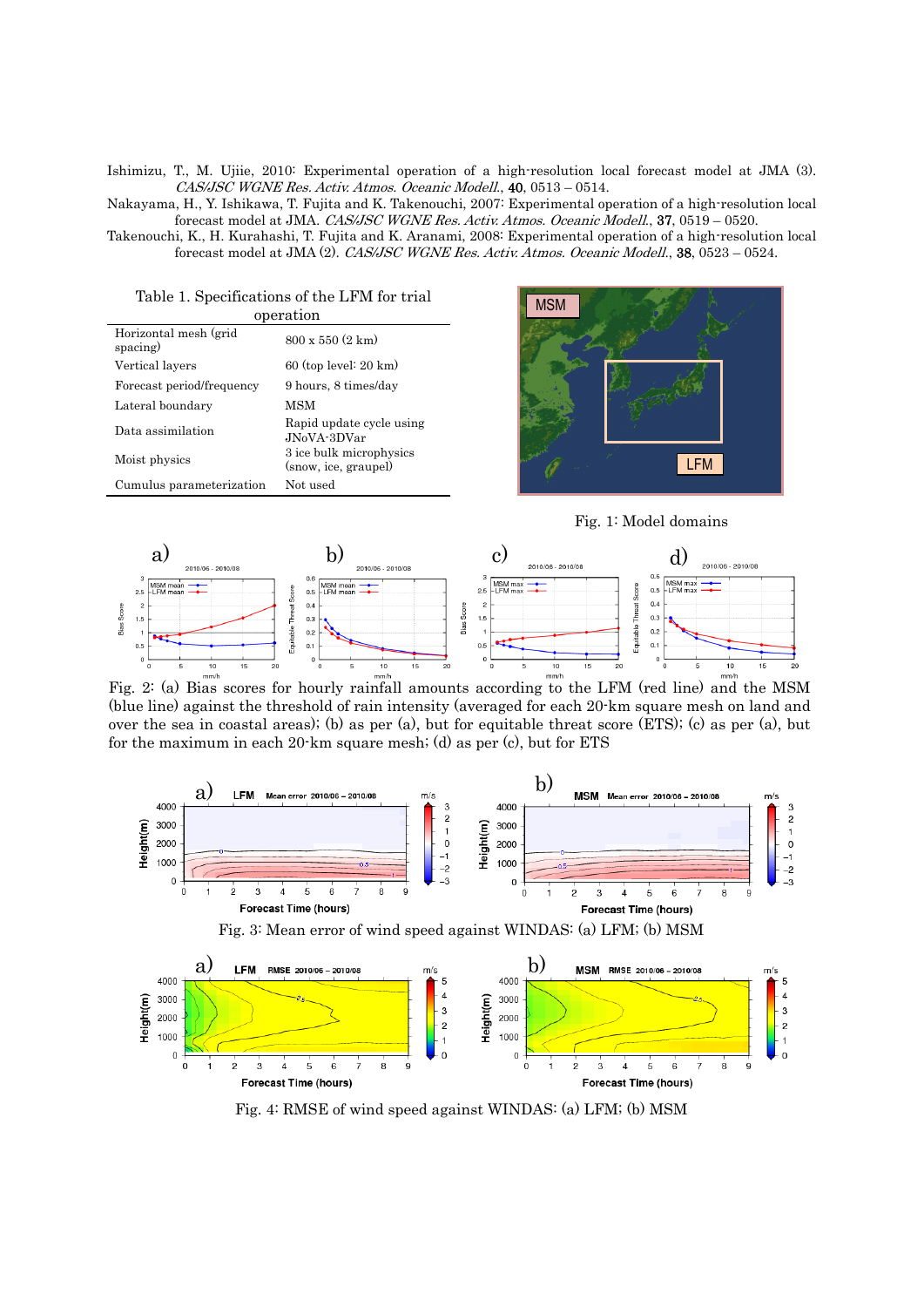Ishimizu, T., M. Ujiie, 2010: Experimental operation of a high-resolution local forecast model at JMA (3). *CAS/JSC WGNE Res. Activ. Atmos. Oceanic Modell.*, **40**, 0513 – 0514.

Nakayama, H., Y. Ishikawa, T. Fujita and K. Takenouchi, 2007: Experimental operation of a high-resolution local forecast model at JMA. *CAS/JSC WGNE Res. Activ. Atmos. Oceanic Modell.*, **37**, 0519 – 0520.

Takenouchi, K., H. Kurahashi, T. Fujita and K. Aranami, 2008: Experimental operation of a high-resolution local forecast model at JMA (2). *CAS/JSC WGNE Res. Activ. Atmos. Oceanic Modell.*, **38**, 0523 – 0524.

Table 1. Specifications of the LFM for trial operation

| | |
|---|---|
| Horizontal mesh (grid spacing) | 800 x 550 (2 km) |
| Vertical layers | 60 (top level: 20 km) |
| Forecast period/frequency | 9 hours, 8 times/day |
| Lateral boundary | MSM |
| Data assimilation | Rapid update cycle using JNoVA-3DVar |
| Moist physics | 3 ice bulk microphysics (snow, ice, graupel) |
| Cumulus parameterization | Not used |

MSM

LFM

Fig. 1: Model domains

a) 2010/06 - 2010/08 MSM mean LFM mean Bias Score mm/h

b) 2010/06 - 2010/08 MSM mean LFM mean Equitable Threat Score mm/h

c) 2010/06 - 2010/08 MSM max LFM max Bias Score mm/h

d) 2010/06 - 2010/08 MSM max LFM max Equitable Threat Score mm/h

Fig. 2: (a) Bias scores for hourly rainfall amounts according to the LFM (red line) and the MSM (blue line) against the threshold of rain intensity (averaged for each 20-km square mesh on land and over the sea in coastal areas); (b) as per (a), but for equitable threat score (ETS); (c) as per (a), but for the maximum in each 20-km square mesh; (d) as per (c), but for ETS

a) LFM Mean error 2010/06 – 2010/08 Height(m) Forecast Time (hours) m/s

b) MSM Mean error 2010/06 – 2010/08 Height(m) Forecast Time (hours) m/s

Fig. 3: Mean error of wind speed against WINDAS: (a) LFM; (b) MSM

a) LFM RMSE 2010/06 – 2010/08 Height(m) Forecast Time (hours) m/s

b) MSM RMSE 2010/06 – 2010/08 Height(m) Forecast Time (hours) m/s

Fig. 4: RMSE of wind speed against WINDAS: (a) LFM; (b) MSM